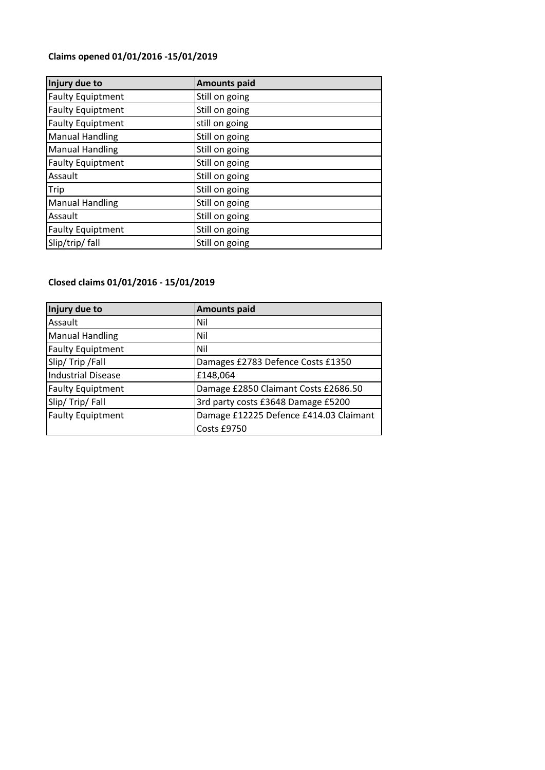**Claims opened 01/01/2016 -15/01/2019**

| Injury due to | Amounts paid |
|---|---|
| Faulty Equiptment | Still on going |
| Faulty Equiptment | Still on going |
| Faulty Equiptment | still on going |
| Manual Handling | Still on going |
| Manual Handling | Still on going |
| Faulty Equiptment | Still on going |
| Assault | Still on going |
| Trip | Still on going |
| Manual Handling | Still on going |
| Assault | Still on going |
| Faulty Equiptment | Still on going |
| Slip/trip/ fall | Still on going |

**Closed claims 01/01/2016 - 15/01/2019**

| Injury due to | Amounts paid |
|---|---|
| Assault | Nil |
| Manual Handling | Nil |
| Faulty Equiptment | Nil |
| Slip/ Trip /Fall | Damages £2783 Defence Costs £1350 |
| Industrial Disease | £148,064 |
| Faulty Equiptment | Damage £2850 Claimant Costs £2686.50 |
| Slip/ Trip/ Fall | 3rd party costs £3648 Damage £5200 |
| Faulty Equiptment | Damage £12225 Defence £414.03 Claimant Costs £9750 |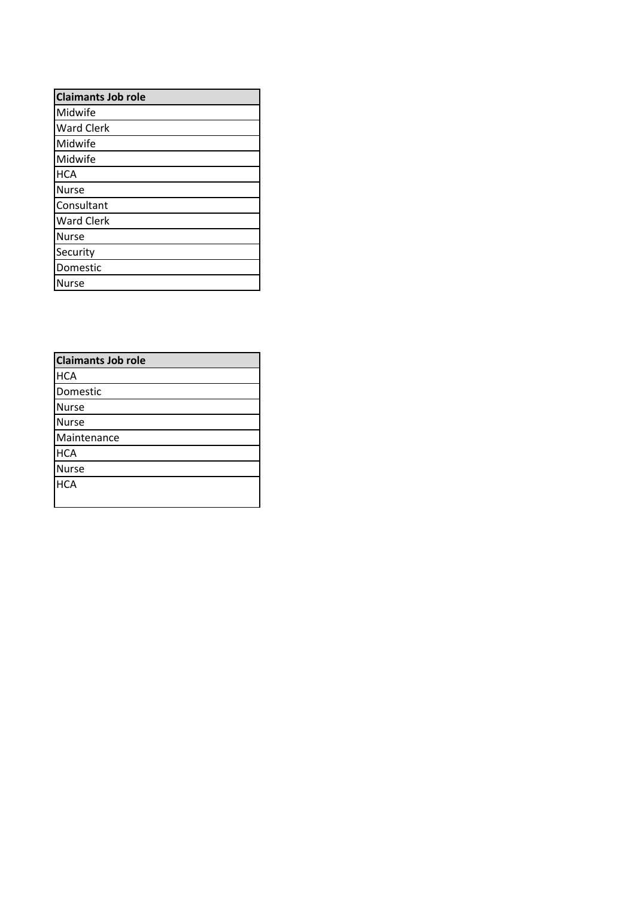| Claimants Job role |
|---|
| Midwife |
| Ward Clerk |
| Midwife |
| Midwife |
| HCA |
| Nurse |
| Consultant |
| Ward Clerk |
| Nurse |
| Security |
| Domestic |
| Nurse |

| Claimants Job role |
|---|
| HCA |
| Domestic |
| Nurse |
| Nurse |
| Maintenance |
| HCA |
| Nurse |
| HCA |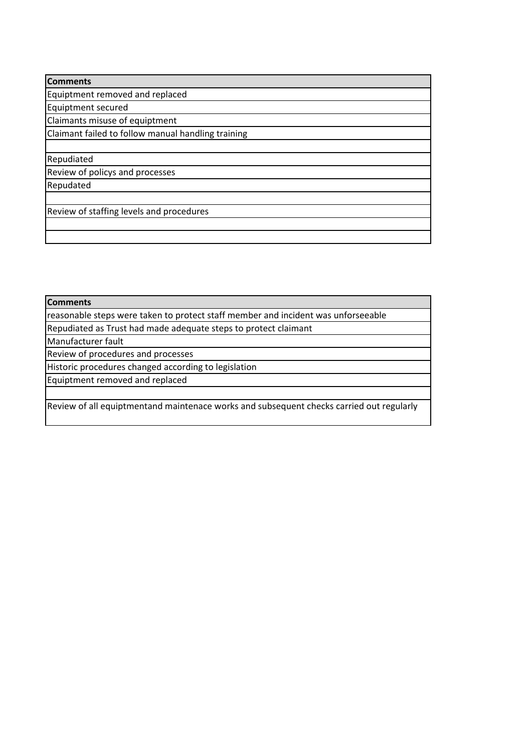| Comments |
| --- |
| Equiptment removed and replaced |
| Equiptment secured |
| Claimants misuse of equiptment |
| Claimant failed to follow manual handling training |
| |
| Repudiated |
| Review of policys and processes |
| Repudated |
| |
| Review of staffing levels and procedures |
| |
| |

| Comments |
| --- |
| reasonable steps were taken to protect staff member and incident was unforseeable |
| Repudiated as Trust had made adequate steps to protect claimant |
| Manufacturer fault |
| Review of procedures and processes |
| Historic procedures changed according to legislation |
| Equiptment removed and replaced |
| |
| Review of all equiptmentand maintenace works and subsequent checks carried out regularly |